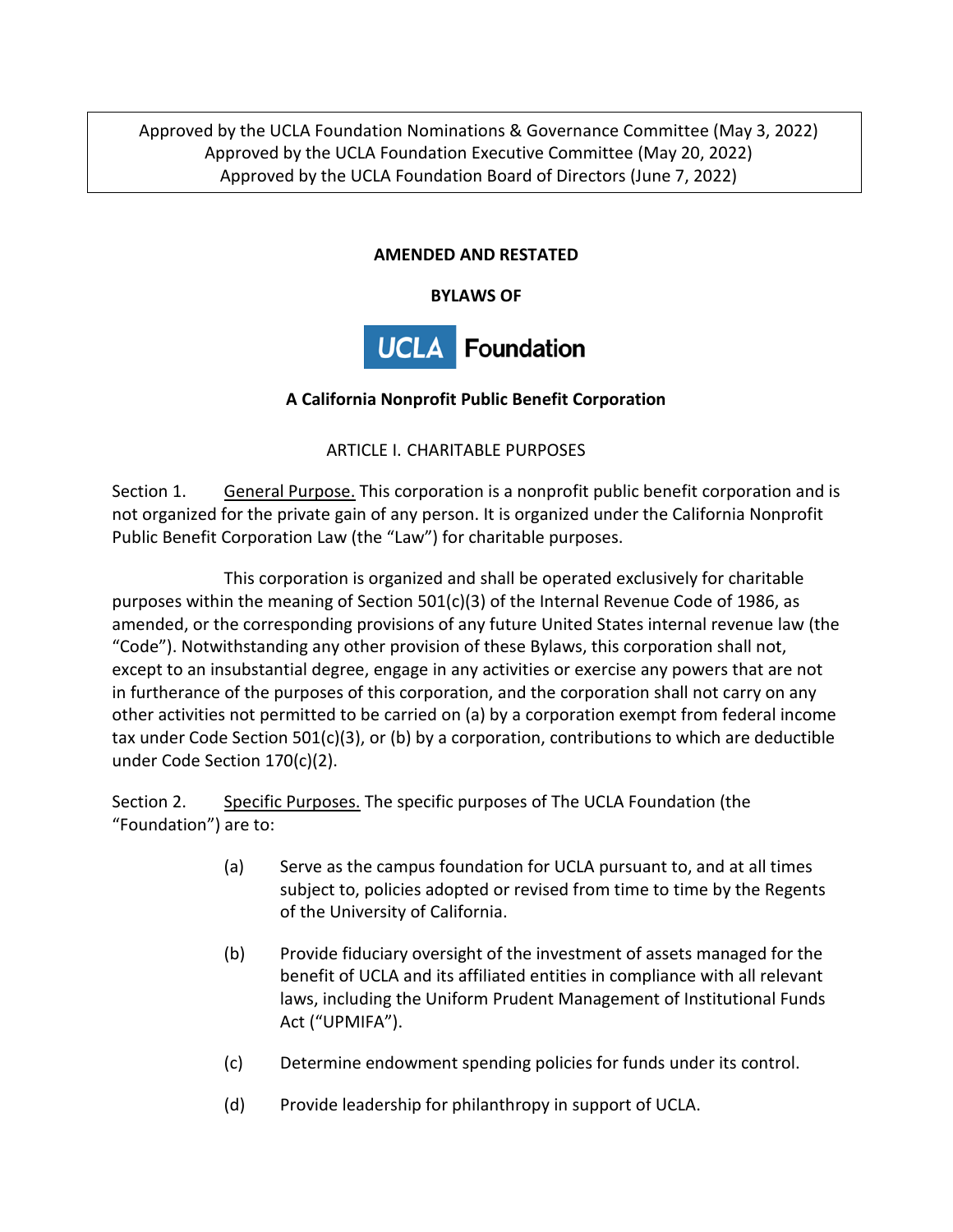Approved by the UCLA Foundation Nominations & Governance Committee (May 3, 2022)
Approved by the UCLA Foundation Executive Committee (May 20, 2022)
Approved by the UCLA Foundation Board of Directors (June 7, 2022)

**AMENDED AND RESTATED**

**BYLAWS OF**

**UCLA Foundation**

**A California Nonprofit Public Benefit Corporation**

## ARTICLE I. CHARITABLE PURPOSES

Section 1. General Purpose. This corporation is a nonprofit public benefit corporation and is not organized for the private gain of any person. It is organized under the California Nonprofit Public Benefit Corporation Law (the "Law") for charitable purposes.

This corporation is organized and shall be operated exclusively for charitable purposes within the meaning of Section 501(c)(3) of the Internal Revenue Code of 1986, as amended, or the corresponding provisions of any future United States internal revenue law (the "Code"). Notwithstanding any other provision of these Bylaws, this corporation shall not, except to an insubstantial degree, engage in any activities or exercise any powers that are not in furtherance of the purposes of this corporation, and the corporation shall not carry on any other activities not permitted to be carried on (a) by a corporation exempt from federal income tax under Code Section 501(c)(3), or (b) by a corporation, contributions to which are deductible under Code Section 170(c)(2).

Section 2. Specific Purposes. The specific purposes of The UCLA Foundation (the "Foundation") are to:

(a) Serve as the campus foundation for UCLA pursuant to, and at all times subject to, policies adopted or revised from time to time by the Regents of the University of California.

(b) Provide fiduciary oversight of the investment of assets managed for the benefit of UCLA and its affiliated entities in compliance with all relevant laws, including the Uniform Prudent Management of Institutional Funds Act ("UPMIFA").

(c) Determine endowment spending policies for funds under its control.

(d) Provide leadership for philanthropy in support of UCLA.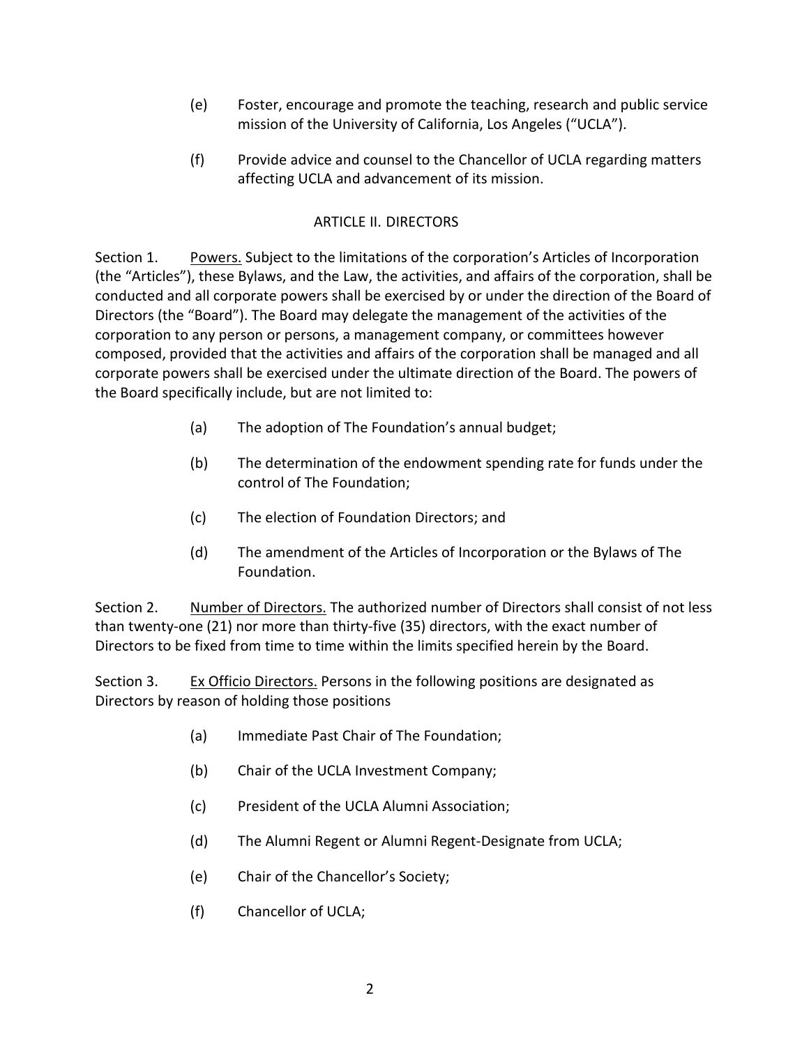(e) Foster, encourage and promote the teaching, research and public service mission of the University of California, Los Angeles ("UCLA").

(f) Provide advice and counsel to the Chancellor of UCLA regarding matters affecting UCLA and advancement of its mission.

## ARTICLE II. DIRECTORS

Section 1. Powers. Subject to the limitations of the corporation's Articles of Incorporation (the "Articles"), these Bylaws, and the Law, the activities, and affairs of the corporation, shall be conducted and all corporate powers shall be exercised by or under the direction of the Board of Directors (the "Board"). The Board may delegate the management of the activities of the corporation to any person or persons, a management company, or committees however composed, provided that the activities and affairs of the corporation shall be managed and all corporate powers shall be exercised under the ultimate direction of the Board. The powers of the Board specifically include, but are not limited to:

(a) The adoption of The Foundation's annual budget;

(b) The determination of the endowment spending rate for funds under the control of The Foundation;

(c) The election of Foundation Directors; and

(d) The amendment of the Articles of Incorporation or the Bylaws of The Foundation.

Section 2. Number of Directors. The authorized number of Directors shall consist of not less than twenty-one (21) nor more than thirty-five (35) directors, with the exact number of Directors to be fixed from time to time within the limits specified herein by the Board.

Section 3. Ex Officio Directors. Persons in the following positions are designated as Directors by reason of holding those positions

(a) Immediate Past Chair of The Foundation;

(b) Chair of the UCLA Investment Company;

(c) President of the UCLA Alumni Association;

(d) The Alumni Regent or Alumni Regent-Designate from UCLA;

(e) Chair of the Chancellor's Society;

(f) Chancellor of UCLA;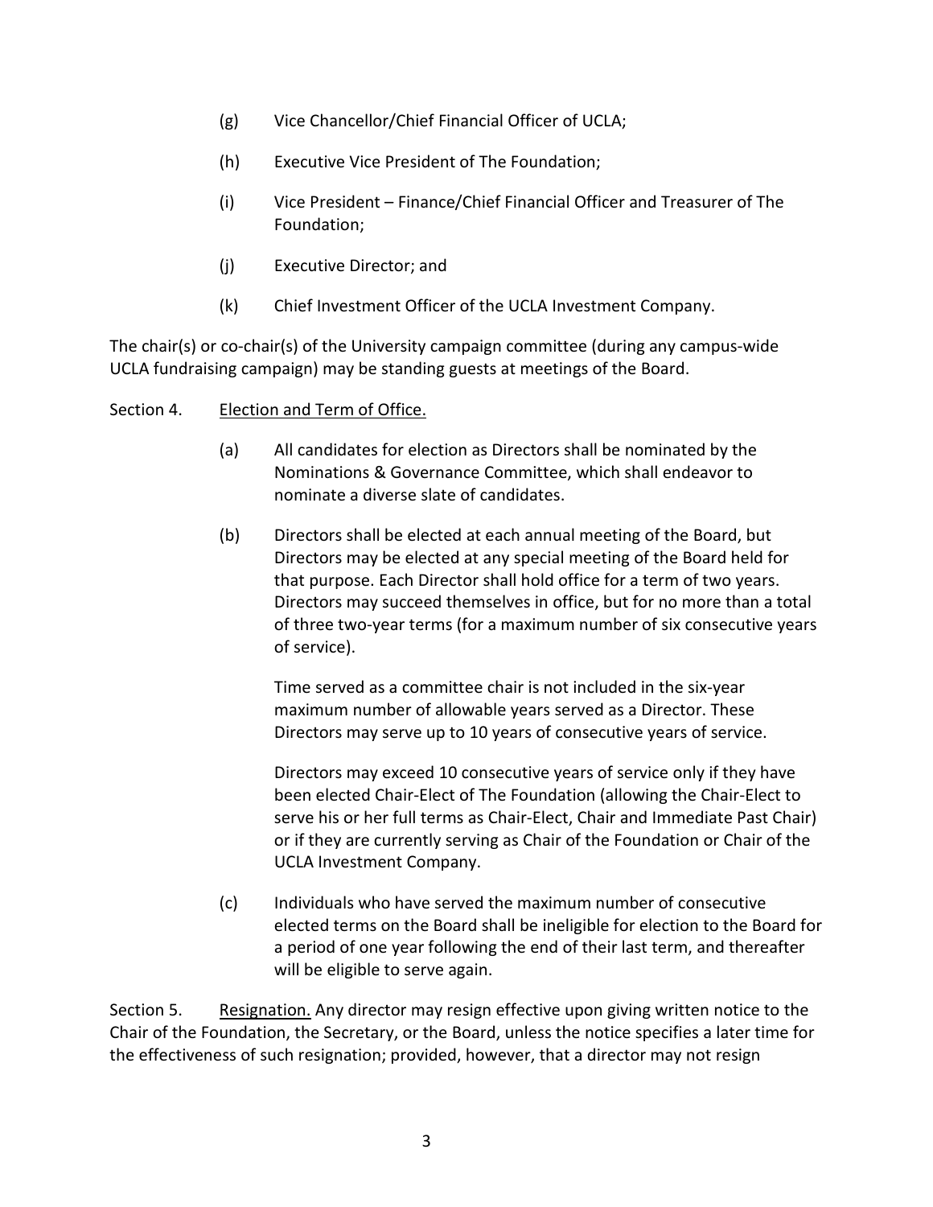(g) Vice Chancellor/Chief Financial Officer of UCLA;

(h) Executive Vice President of The Foundation;

(i) Vice President – Finance/Chief Financial Officer and Treasurer of The Foundation;

(j) Executive Director; and

(k) Chief Investment Officer of the UCLA Investment Company.

The chair(s) or co-chair(s) of the University campaign committee (during any campus-wide UCLA fundraising campaign) may be standing guests at meetings of the Board.

Section 4. Election and Term of Office.

(a) All candidates for election as Directors shall be nominated by the Nominations & Governance Committee, which shall endeavor to nominate a diverse slate of candidates.

(b) Directors shall be elected at each annual meeting of the Board, but Directors may be elected at any special meeting of the Board held for that purpose. Each Director shall hold office for a term of two years. Directors may succeed themselves in office, but for no more than a total of three two-year terms (for a maximum number of six consecutive years of service).

Time served as a committee chair is not included in the six-year maximum number of allowable years served as a Director. These Directors may serve up to 10 years of consecutive years of service.

Directors may exceed 10 consecutive years of service only if they have been elected Chair-Elect of The Foundation (allowing the Chair-Elect to serve his or her full terms as Chair-Elect, Chair and Immediate Past Chair) or if they are currently serving as Chair of the Foundation or Chair of the UCLA Investment Company.

(c) Individuals who have served the maximum number of consecutive elected terms on the Board shall be ineligible for election to the Board for a period of one year following the end of their last term, and thereafter will be eligible to serve again.

Section 5. Resignation. Any director may resign effective upon giving written notice to the Chair of the Foundation, the Secretary, or the Board, unless the notice specifies a later time for the effectiveness of such resignation; provided, however, that a director may not resign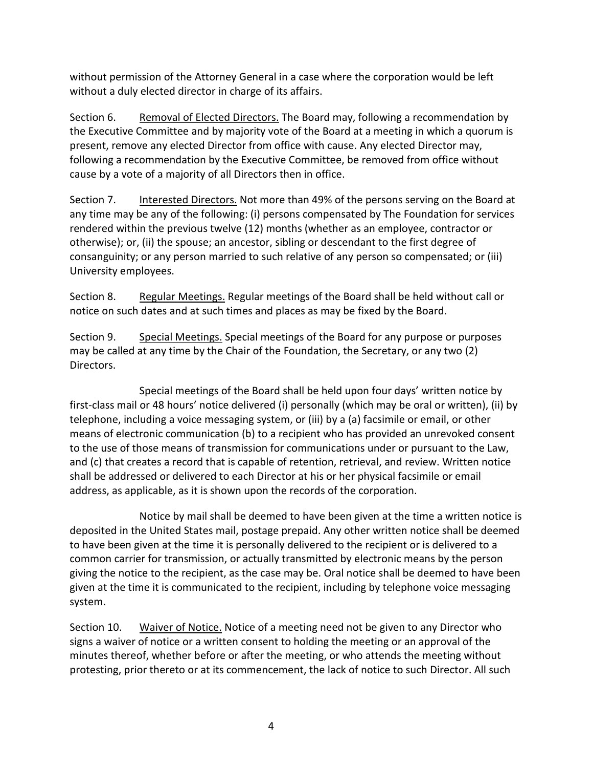without permission of the Attorney General in a case where the corporation would be left without a duly elected director in charge of its affairs.

Section 6. Removal of Elected Directors. The Board may, following a recommendation by the Executive Committee and by majority vote of the Board at a meeting in which a quorum is present, remove any elected Director from office with cause. Any elected Director may, following a recommendation by the Executive Committee, be removed from office without cause by a vote of a majority of all Directors then in office.

Section 7. Interested Directors. Not more than 49% of the persons serving on the Board at any time may be any of the following: (i) persons compensated by The Foundation for services rendered within the previous twelve (12) months (whether as an employee, contractor or otherwise); or, (ii) the spouse; an ancestor, sibling or descendant to the first degree of consanguinity; or any person married to such relative of any person so compensated; or (iii) University employees.

Section 8. Regular Meetings. Regular meetings of the Board shall be held without call or notice on such dates and at such times and places as may be fixed by the Board.

Section 9. Special Meetings. Special meetings of the Board for any purpose or purposes may be called at any time by the Chair of the Foundation, the Secretary, or any two (2) Directors.

Special meetings of the Board shall be held upon four days' written notice by first-class mail or 48 hours' notice delivered (i) personally (which may be oral or written), (ii) by telephone, including a voice messaging system, or (iii) by a (a) facsimile or email, or other means of electronic communication (b) to a recipient who has provided an unrevoked consent to the use of those means of transmission for communications under or pursuant to the Law, and (c) that creates a record that is capable of retention, retrieval, and review. Written notice shall be addressed or delivered to each Director at his or her physical facsimile or email address, as applicable, as it is shown upon the records of the corporation.

Notice by mail shall be deemed to have been given at the time a written notice is deposited in the United States mail, postage prepaid. Any other written notice shall be deemed to have been given at the time it is personally delivered to the recipient or is delivered to a common carrier for transmission, or actually transmitted by electronic means by the person giving the notice to the recipient, as the case may be. Oral notice shall be deemed to have been given at the time it is communicated to the recipient, including by telephone voice messaging system.

Section 10. Waiver of Notice. Notice of a meeting need not be given to any Director who signs a waiver of notice or a written consent to holding the meeting or an approval of the minutes thereof, whether before or after the meeting, or who attends the meeting without protesting, prior thereto or at its commencement, the lack of notice to such Director. All such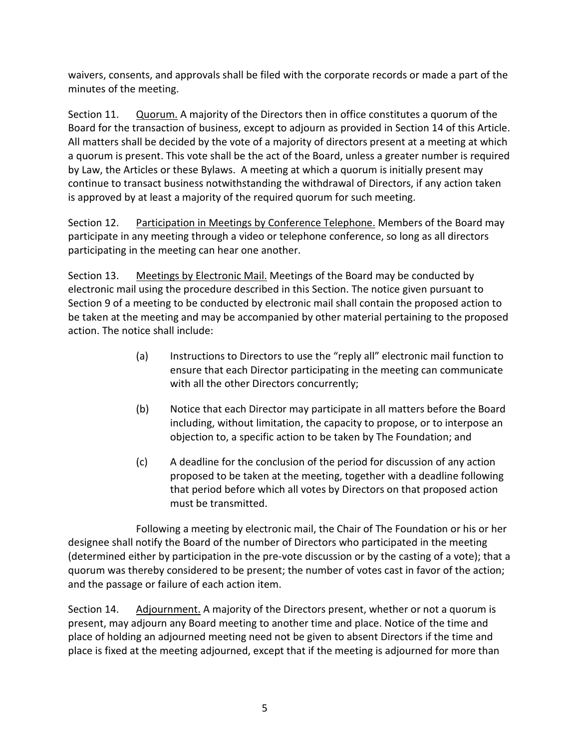waivers, consents, and approvals shall be filed with the corporate records or made a part of the minutes of the meeting.

Section 11. Quorum. A majority of the Directors then in office constitutes a quorum of the Board for the transaction of business, except to adjourn as provided in Section 14 of this Article. All matters shall be decided by the vote of a majority of directors present at a meeting at which a quorum is present. This vote shall be the act of the Board, unless a greater number is required by Law, the Articles or these Bylaws. A meeting at which a quorum is initially present may continue to transact business notwithstanding the withdrawal of Directors, if any action taken is approved by at least a majority of the required quorum for such meeting.

Section 12. Participation in Meetings by Conference Telephone. Members of the Board may participate in any meeting through a video or telephone conference, so long as all directors participating in the meeting can hear one another.

Section 13. Meetings by Electronic Mail. Meetings of the Board may be conducted by electronic mail using the procedure described in this Section. The notice given pursuant to Section 9 of a meeting to be conducted by electronic mail shall contain the proposed action to be taken at the meeting and may be accompanied by other material pertaining to the proposed action. The notice shall include:

(a) Instructions to Directors to use the "reply all" electronic mail function to ensure that each Director participating in the meeting can communicate with all the other Directors concurrently;

(b) Notice that each Director may participate in all matters before the Board including, without limitation, the capacity to propose, or to interpose an objection to, a specific action to be taken by The Foundation; and

(c) A deadline for the conclusion of the period for discussion of any action proposed to be taken at the meeting, together with a deadline following that period before which all votes by Directors on that proposed action must be transmitted.

Following a meeting by electronic mail, the Chair of The Foundation or his or her designee shall notify the Board of the number of Directors who participated in the meeting (determined either by participation in the pre-vote discussion or by the casting of a vote); that a quorum was thereby considered to be present; the number of votes cast in favor of the action; and the passage or failure of each action item.

Section 14. Adjournment. A majority of the Directors present, whether or not a quorum is present, may adjourn any Board meeting to another time and place. Notice of the time and place of holding an adjourned meeting need not be given to absent Directors if the time and place is fixed at the meeting adjourned, except that if the meeting is adjourned for more than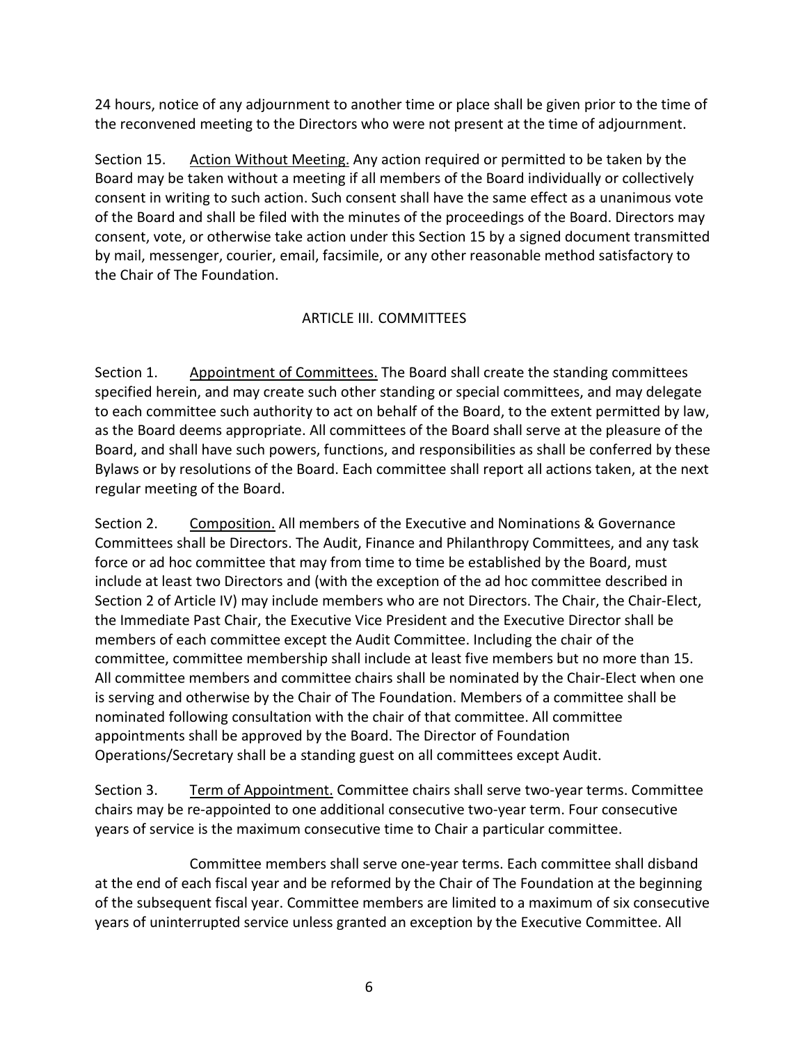24 hours, notice of any adjournment to another time or place shall be given prior to the time of the reconvened meeting to the Directors who were not present at the time of adjournment.

Section 15. Action Without Meeting. Any action required or permitted to be taken by the Board may be taken without a meeting if all members of the Board individually or collectively consent in writing to such action. Such consent shall have the same effect as a unanimous vote of the Board and shall be filed with the minutes of the proceedings of the Board. Directors may consent, vote, or otherwise take action under this Section 15 by a signed document transmitted by mail, messenger, courier, email, facsimile, or any other reasonable method satisfactory to the Chair of The Foundation.

## ARTICLE III. COMMITTEES

Section 1. Appointment of Committees. The Board shall create the standing committees specified herein, and may create such other standing or special committees, and may delegate to each committee such authority to act on behalf of the Board, to the extent permitted by law, as the Board deems appropriate. All committees of the Board shall serve at the pleasure of the Board, and shall have such powers, functions, and responsibilities as shall be conferred by these Bylaws or by resolutions of the Board. Each committee shall report all actions taken, at the next regular meeting of the Board.

Section 2. Composition. All members of the Executive and Nominations & Governance Committees shall be Directors. The Audit, Finance and Philanthropy Committees, and any task force or ad hoc committee that may from time to time be established by the Board, must include at least two Directors and (with the exception of the ad hoc committee described in Section 2 of Article IV) may include members who are not Directors. The Chair, the Chair-Elect, the Immediate Past Chair, the Executive Vice President and the Executive Director shall be members of each committee except the Audit Committee. Including the chair of the committee, committee membership shall include at least five members but no more than 15. All committee members and committee chairs shall be nominated by the Chair-Elect when one is serving and otherwise by the Chair of The Foundation. Members of a committee shall be nominated following consultation with the chair of that committee. All committee appointments shall be approved by the Board. The Director of Foundation Operations/Secretary shall be a standing guest on all committees except Audit.

Section 3. Term of Appointment. Committee chairs shall serve two-year terms. Committee chairs may be re-appointed to one additional consecutive two-year term. Four consecutive years of service is the maximum consecutive time to Chair a particular committee.

Committee members shall serve one-year terms. Each committee shall disband at the end of each fiscal year and be reformed by the Chair of The Foundation at the beginning of the subsequent fiscal year. Committee members are limited to a maximum of six consecutive years of uninterrupted service unless granted an exception by the Executive Committee. All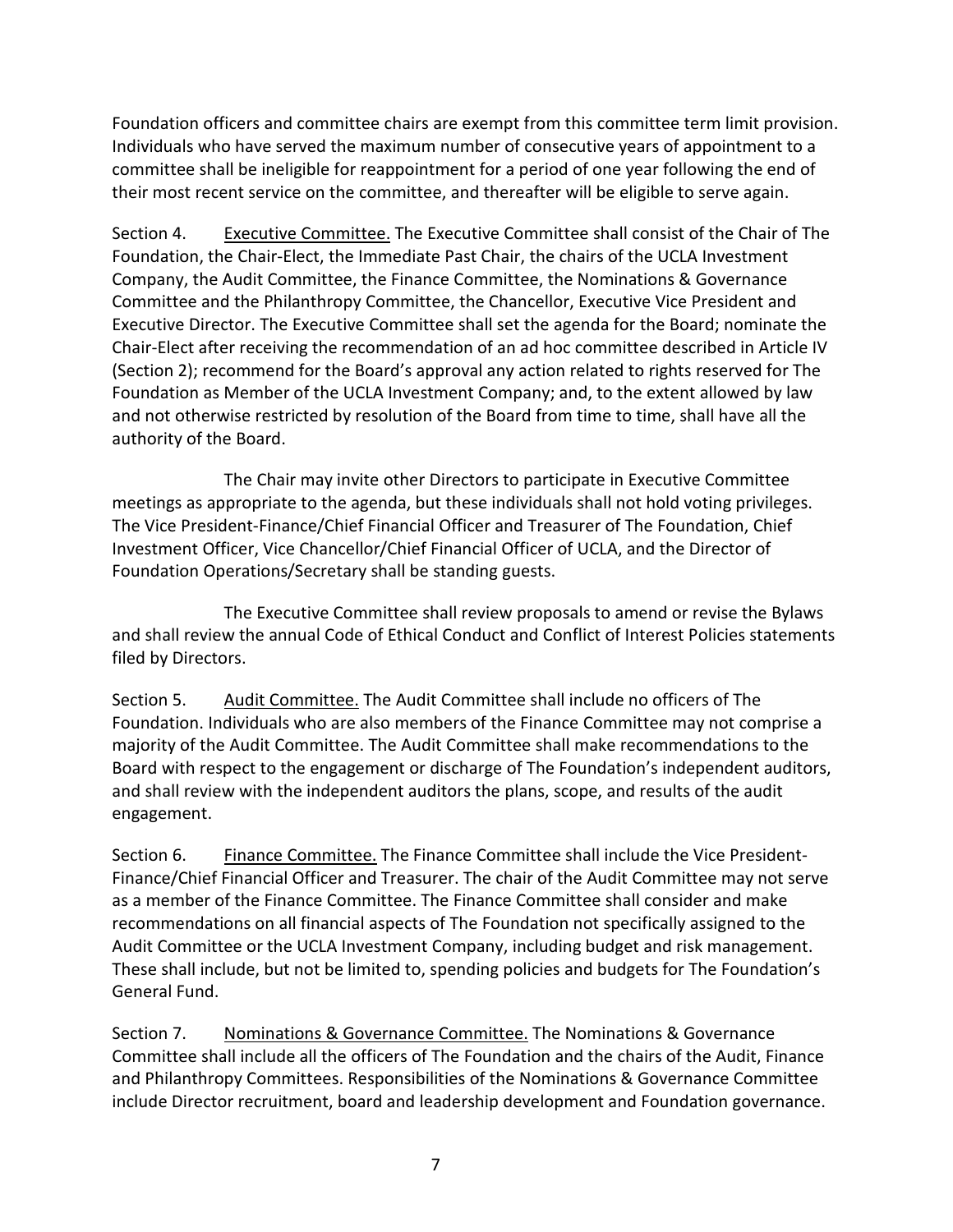Foundation officers and committee chairs are exempt from this committee term limit provision. Individuals who have served the maximum number of consecutive years of appointment to a committee shall be ineligible for reappointment for a period of one year following the end of their most recent service on the committee, and thereafter will be eligible to serve again.

Section 4. Executive Committee. The Executive Committee shall consist of the Chair of The Foundation, the Chair-Elect, the Immediate Past Chair, the chairs of the UCLA Investment Company, the Audit Committee, the Finance Committee, the Nominations & Governance Committee and the Philanthropy Committee, the Chancellor, Executive Vice President and Executive Director. The Executive Committee shall set the agenda for the Board; nominate the Chair-Elect after receiving the recommendation of an ad hoc committee described in Article IV (Section 2); recommend for the Board's approval any action related to rights reserved for The Foundation as Member of the UCLA Investment Company; and, to the extent allowed by law and not otherwise restricted by resolution of the Board from time to time, shall have all the authority of the Board.

The Chair may invite other Directors to participate in Executive Committee meetings as appropriate to the agenda, but these individuals shall not hold voting privileges. The Vice President-Finance/Chief Financial Officer and Treasurer of The Foundation, Chief Investment Officer, Vice Chancellor/Chief Financial Officer of UCLA, and the Director of Foundation Operations/Secretary shall be standing guests.

The Executive Committee shall review proposals to amend or revise the Bylaws and shall review the annual Code of Ethical Conduct and Conflict of Interest Policies statements filed by Directors.

Section 5. Audit Committee. The Audit Committee shall include no officers of The Foundation. Individuals who are also members of the Finance Committee may not comprise a majority of the Audit Committee. The Audit Committee shall make recommendations to the Board with respect to the engagement or discharge of The Foundation's independent auditors, and shall review with the independent auditors the plans, scope, and results of the audit engagement.

Section 6. Finance Committee. The Finance Committee shall include the Vice President-Finance/Chief Financial Officer and Treasurer. The chair of the Audit Committee may not serve as a member of the Finance Committee. The Finance Committee shall consider and make recommendations on all financial aspects of The Foundation not specifically assigned to the Audit Committee or the UCLA Investment Company, including budget and risk management. These shall include, but not be limited to, spending policies and budgets for The Foundation's General Fund.

Section 7. Nominations & Governance Committee. The Nominations & Governance Committee shall include all the officers of The Foundation and the chairs of the Audit, Finance and Philanthropy Committees. Responsibilities of the Nominations & Governance Committee include Director recruitment, board and leadership development and Foundation governance.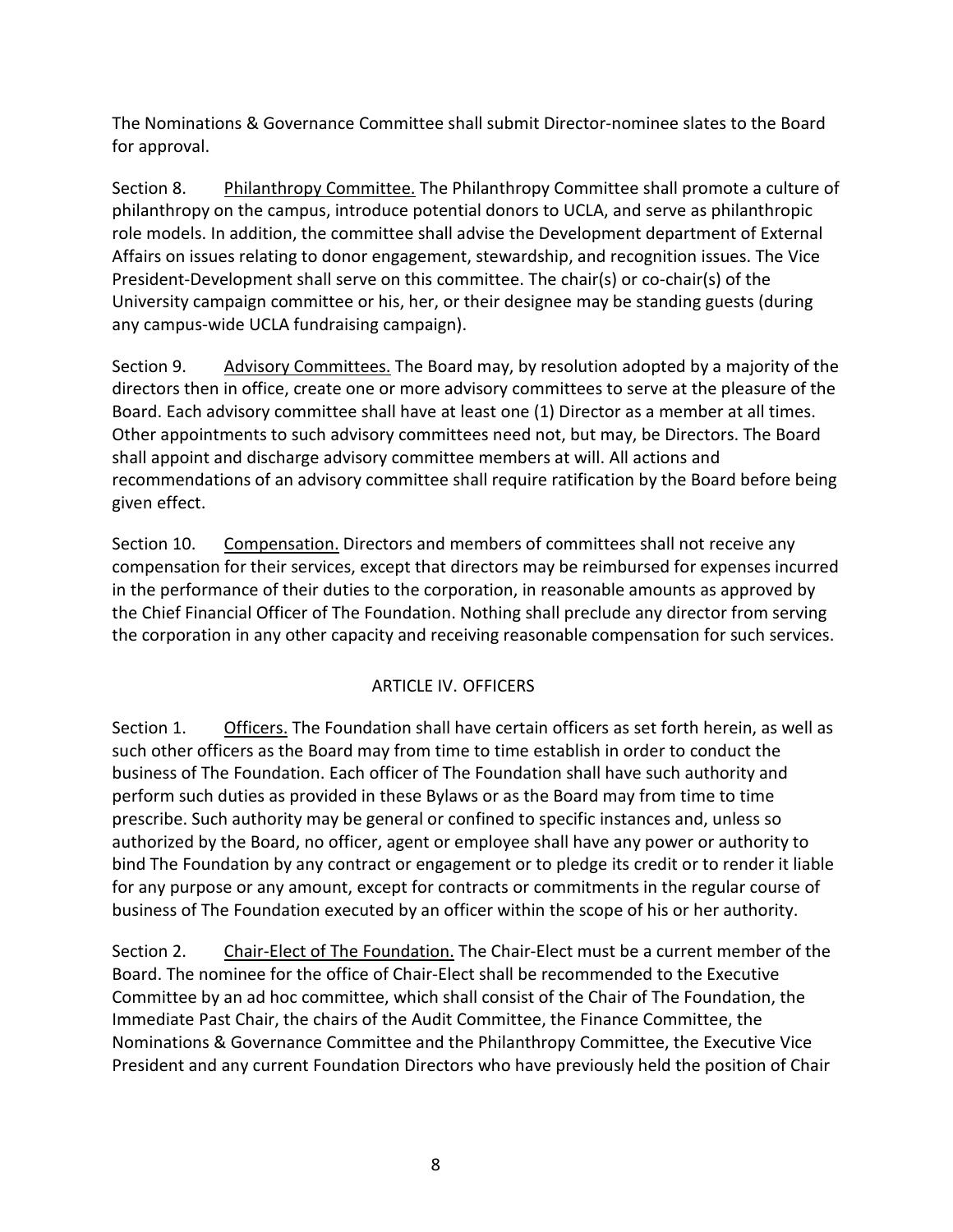The Nominations & Governance Committee shall submit Director-nominee slates to the Board for approval.

Section 8. Philanthropy Committee. The Philanthropy Committee shall promote a culture of philanthropy on the campus, introduce potential donors to UCLA, and serve as philanthropic role models. In addition, the committee shall advise the Development department of External Affairs on issues relating to donor engagement, stewardship, and recognition issues. The Vice President-Development shall serve on this committee. The chair(s) or co-chair(s) of the University campaign committee or his, her, or their designee may be standing guests (during any campus-wide UCLA fundraising campaign).

Section 9. Advisory Committees. The Board may, by resolution adopted by a majority of the directors then in office, create one or more advisory committees to serve at the pleasure of the Board. Each advisory committee shall have at least one (1) Director as a member at all times. Other appointments to such advisory committees need not, but may, be Directors. The Board shall appoint and discharge advisory committee members at will. All actions and recommendations of an advisory committee shall require ratification by the Board before being given effect.

Section 10. Compensation. Directors and members of committees shall not receive any compensation for their services, except that directors may be reimbursed for expenses incurred in the performance of their duties to the corporation, in reasonable amounts as approved by the Chief Financial Officer of The Foundation. Nothing shall preclude any director from serving the corporation in any other capacity and receiving reasonable compensation for such services.

## ARTICLE IV. OFFICERS

Section 1. Officers. The Foundation shall have certain officers as set forth herein, as well as such other officers as the Board may from time to time establish in order to conduct the business of The Foundation. Each officer of The Foundation shall have such authority and perform such duties as provided in these Bylaws or as the Board may from time to time prescribe. Such authority may be general or confined to specific instances and, unless so authorized by the Board, no officer, agent or employee shall have any power or authority to bind The Foundation by any contract or engagement or to pledge its credit or to render it liable for any purpose or any amount, except for contracts or commitments in the regular course of business of The Foundation executed by an officer within the scope of his or her authority.

Section 2. Chair-Elect of The Foundation. The Chair-Elect must be a current member of the Board. The nominee for the office of Chair-Elect shall be recommended to the Executive Committee by an ad hoc committee, which shall consist of the Chair of The Foundation, the Immediate Past Chair, the chairs of the Audit Committee, the Finance Committee, the Nominations & Governance Committee and the Philanthropy Committee, the Executive Vice President and any current Foundation Directors who have previously held the position of Chair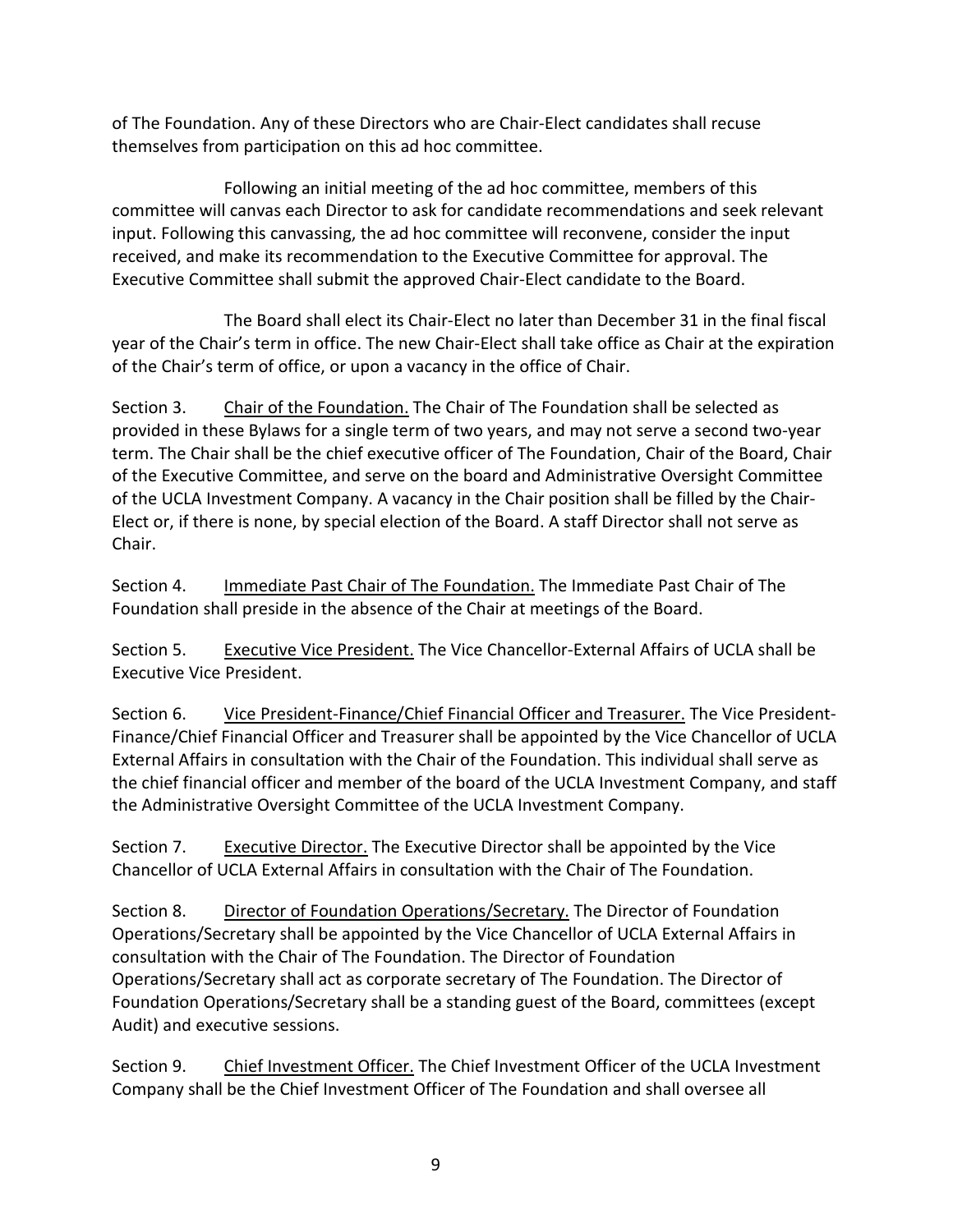of The Foundation. Any of these Directors who are Chair-Elect candidates shall recuse themselves from participation on this ad hoc committee.

Following an initial meeting of the ad hoc committee, members of this committee will canvas each Director to ask for candidate recommendations and seek relevant input. Following this canvassing, the ad hoc committee will reconvene, consider the input received, and make its recommendation to the Executive Committee for approval. The Executive Committee shall submit the approved Chair-Elect candidate to the Board.

The Board shall elect its Chair-Elect no later than December 31 in the final fiscal year of the Chair's term in office. The new Chair-Elect shall take office as Chair at the expiration of the Chair's term of office, or upon a vacancy in the office of Chair.

Section 3. Chair of the Foundation. The Chair of The Foundation shall be selected as provided in these Bylaws for a single term of two years, and may not serve a second two-year term. The Chair shall be the chief executive officer of The Foundation, Chair of the Board, Chair of the Executive Committee, and serve on the board and Administrative Oversight Committee of the UCLA Investment Company. A vacancy in the Chair position shall be filled by the Chair-Elect or, if there is none, by special election of the Board. A staff Director shall not serve as Chair.

Section 4. Immediate Past Chair of The Foundation. The Immediate Past Chair of The Foundation shall preside in the absence of the Chair at meetings of the Board.

Section 5. Executive Vice President. The Vice Chancellor-External Affairs of UCLA shall be Executive Vice President.

Section 6. Vice President-Finance/Chief Financial Officer and Treasurer. The Vice President-Finance/Chief Financial Officer and Treasurer shall be appointed by the Vice Chancellor of UCLA External Affairs in consultation with the Chair of the Foundation. This individual shall serve as the chief financial officer and member of the board of the UCLA Investment Company, and staff the Administrative Oversight Committee of the UCLA Investment Company.

Section 7. Executive Director. The Executive Director shall be appointed by the Vice Chancellor of UCLA External Affairs in consultation with the Chair of The Foundation.

Section 8. Director of Foundation Operations/Secretary. The Director of Foundation Operations/Secretary shall be appointed by the Vice Chancellor of UCLA External Affairs in consultation with the Chair of The Foundation. The Director of Foundation Operations/Secretary shall act as corporate secretary of The Foundation. The Director of Foundation Operations/Secretary shall be a standing guest of the Board, committees (except Audit) and executive sessions.

Section 9. Chief Investment Officer. The Chief Investment Officer of the UCLA Investment Company shall be the Chief Investment Officer of The Foundation and shall oversee all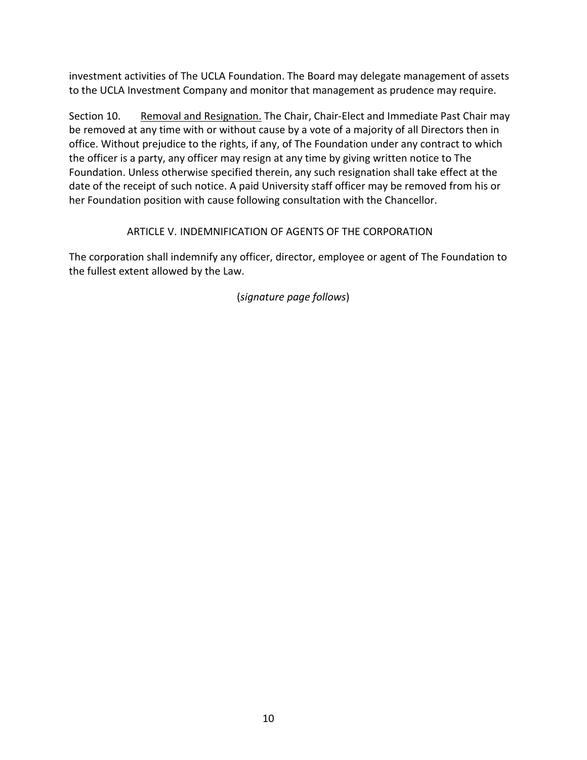investment activities of The UCLA Foundation. The Board may delegate management of assets to the UCLA Investment Company and monitor that management as prudence may require.

Section 10. Removal and Resignation. The Chair, Chair-Elect and Immediate Past Chair may be removed at any time with or without cause by a vote of a majority of all Directors then in office. Without prejudice to the rights, if any, of The Foundation under any contract to which the officer is a party, any officer may resign at any time by giving written notice to The Foundation. Unless otherwise specified therein, any such resignation shall take effect at the date of the receipt of such notice. A paid University staff officer may be removed from his or her Foundation position with cause following consultation with the Chancellor.

## ARTICLE V. INDEMNIFICATION OF AGENTS OF THE CORPORATION

The corporation shall indemnify any officer, director, employee or agent of The Foundation to the fullest extent allowed by the Law.

(*signature page follows*)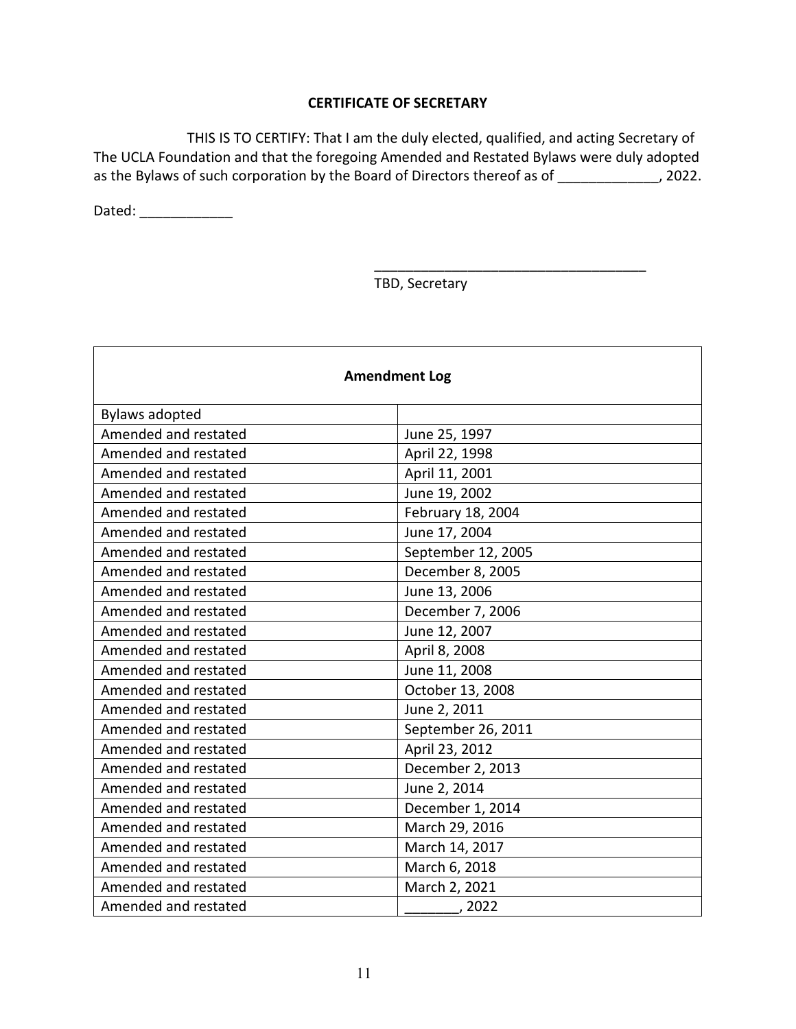## CERTIFICATE OF SECRETARY

THIS IS TO CERTIFY: That I am the duly elected, qualified, and acting Secretary of The UCLA Foundation and that the foregoing Amended and Restated Bylaws were duly adopted as the Bylaws of such corporation by the Board of Directors thereof as of _____________, 2022.

Dated: ____________

____________________________________
TBD, Secretary

| Amendment Log | |
|---|---|
| Bylaws adopted | |
| Amended and restated | June 25, 1997 |
| Amended and restated | April 22, 1998 |
| Amended and restated | April 11, 2001 |
| Amended and restated | June 19, 2002 |
| Amended and restated | February 18, 2004 |
| Amended and restated | June 17, 2004 |
| Amended and restated | September 12, 2005 |
| Amended and restated | December 8, 2005 |
| Amended and restated | June 13, 2006 |
| Amended and restated | December 7, 2006 |
| Amended and restated | June 12, 2007 |
| Amended and restated | April 8, 2008 |
| Amended and restated | June 11, 2008 |
| Amended and restated | October 13, 2008 |
| Amended and restated | June 2, 2011 |
| Amended and restated | September 26, 2011 |
| Amended and restated | April 23, 2012 |
| Amended and restated | December 2, 2013 |
| Amended and restated | June 2, 2014 |
| Amended and restated | December 1, 2014 |
| Amended and restated | March 29, 2016 |
| Amended and restated | March 14, 2017 |
| Amended and restated | March 6, 2018 |
| Amended and restated | March 2, 2021 |
| Amended and restated | _______, 2022 |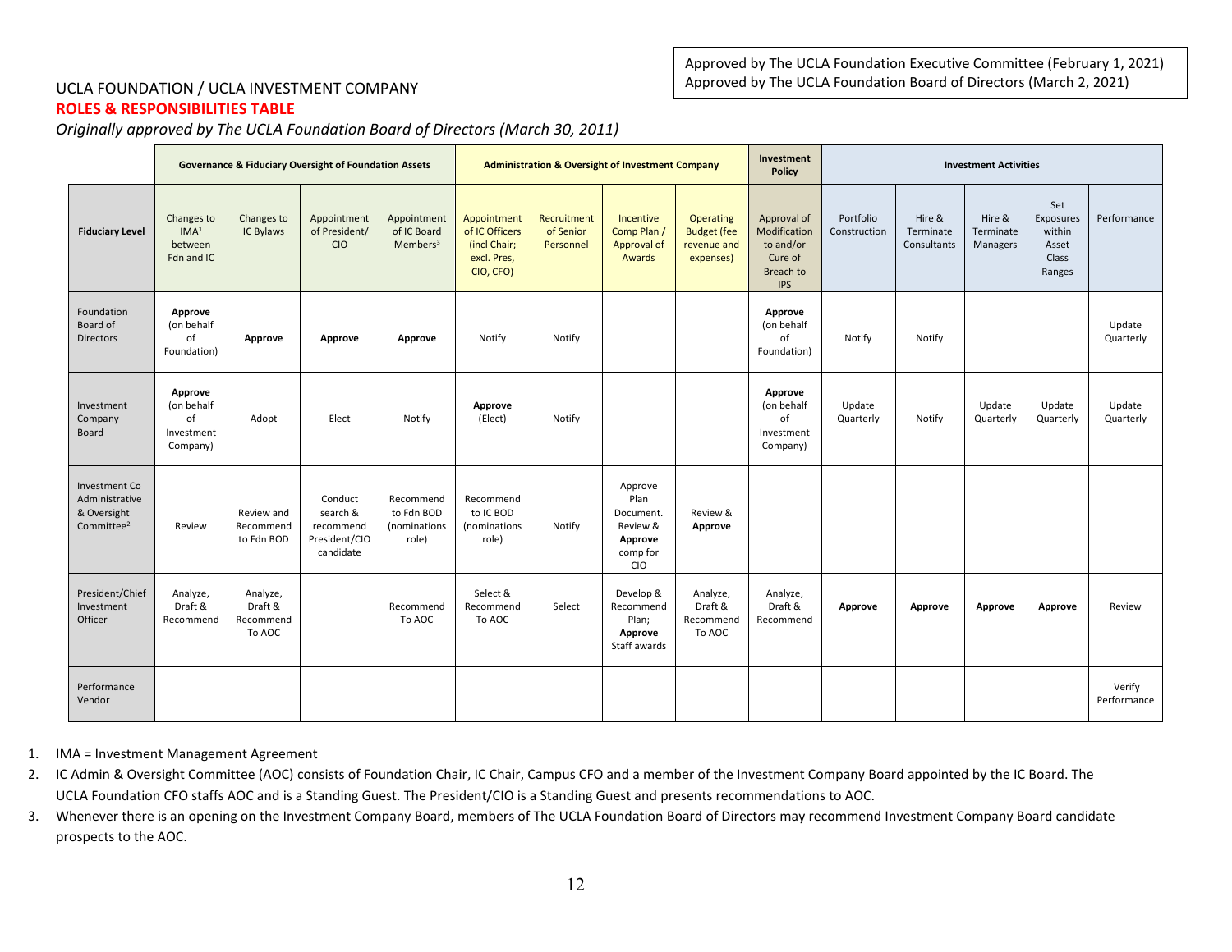Approved by The UCLA Foundation Executive Committee (February 1, 2021)
Approved by The UCLA Foundation Board of Directors (March 2, 2021)

UCLA FOUNDATION / UCLA INVESTMENT COMPANY

**ROLES & RESPONSIBILITIES TABLE**

*Originally approved by The UCLA Foundation Board of Directors (March 30, 2011)*

| | Governance & Fiduciary Oversight of Foundation Assets | | | | Administration & Oversight of Investment Company | | | | Investment Policy | Investment Activities | | | | |
|---|---|---|---|---|---|---|---|---|---|---|---|---|---|---|
| **Fiduciary Level** | Changes to IMA[1] between Fdn and IC | Changes to IC Bylaws | Appointment of President/ CIO | Appointment of IC Board Members[3] | Appointment of IC Officers (incl Chair; excl. Pres, CIO, CFO) | Recruitment of Senior Personnel | Incentive Comp Plan / Approval of Awards | Operating Budget (fee revenue and expenses) | Approval of Modification to and/or Cure of Breach to IPS | Portfolio Construction | Hire & Terminate Consultants | Hire & Terminate Managers | Set Exposures within Asset Class Ranges | Performance |
| Foundation Board of Directors | **Approve** (on behalf of Foundation) | **Approve** | **Approve** | **Approve** | Notify | Notify | | | **Approve** (on behalf of Foundation) | Notify | Notify | | | Update Quarterly |
| Investment Company Board | **Approve** (on behalf of Investment Company) | Adopt | Elect | Notify | **Approve** (Elect) | Notify | | | **Approve** (on behalf of Investment Company) | Update Quarterly | Notify | Update Quarterly | Update Quarterly | Update Quarterly |
| Investment Co Administrative & Oversight Committee[2] | Review | Review and Recommend to Fdn BOD | Conduct search & recommend President/CIO candidate | Recommend to Fdn BOD (nominations role) | Recommend to IC BOD (nominations role) | Notify | Approve Plan Document. Review & **Approve** comp for CIO | Review & **Approve** | | | | | | |
| President/Chief Investment Officer | Analyze, Draft & Recommend | Analyze, Draft & Recommend To AOC | | Recommend To AOC | Select & Recommend To AOC | Select | Develop & Recommend Plan; **Approve** Staff awards | Analyze, Draft & Recommend To AOC | Analyze, Draft & Recommend | **Approve** | **Approve** | **Approve** | **Approve** | Review |
| Performance Vendor | | | | | | | | | | | | | | Verify Performance |

1. IMA = Investment Management Agreement
2. IC Admin & Oversight Committee (AOC) consists of Foundation Chair, IC Chair, Campus CFO and a member of the Investment Company Board appointed by the IC Board. The UCLA Foundation CFO staffs AOC and is a Standing Guest. The President/CIO is a Standing Guest and presents recommendations to AOC.
3. Whenever there is an opening on the Investment Company Board, members of The UCLA Foundation Board of Directors may recommend Investment Company Board candidate prospects to the AOC.